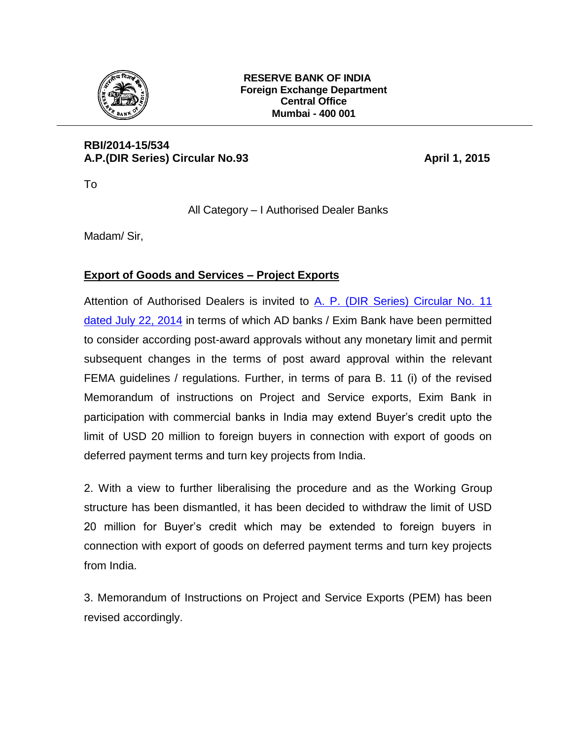**RESERVE BANK OF INDIA**
**Foreign Exchange Department**
**Central Office**
**Mumbai - 400 001**

**RBI/2014-15/534**
**A.P.(DIR Series) Circular No.93** **April 1, 2015**

To

All Category – I Authorised Dealer Banks

Madam/ Sir,

**Export of Goods and Services – Project Exports**

Attention of Authorised Dealers is invited to A. P. (DIR Series) Circular No. 11 dated July 22, 2014 in terms of which AD banks / Exim Bank have been permitted to consider according post-award approvals without any monetary limit and permit subsequent changes in the terms of post award approval within the relevant FEMA guidelines / regulations. Further, in terms of para B. 11 (i) of the revised Memorandum of instructions on Project and Service exports, Exim Bank in participation with commercial banks in India may extend Buyer's credit upto the limit of USD 20 million to foreign buyers in connection with export of goods on deferred payment terms and turn key projects from India.

2. With a view to further liberalising the procedure and as the Working Group structure has been dismantled, it has been decided to withdraw the limit of USD 20 million for Buyer's credit which may be extended to foreign buyers in connection with export of goods on deferred payment terms and turn key projects from India.

3. Memorandum of Instructions on Project and Service Exports (PEM) has been revised accordingly.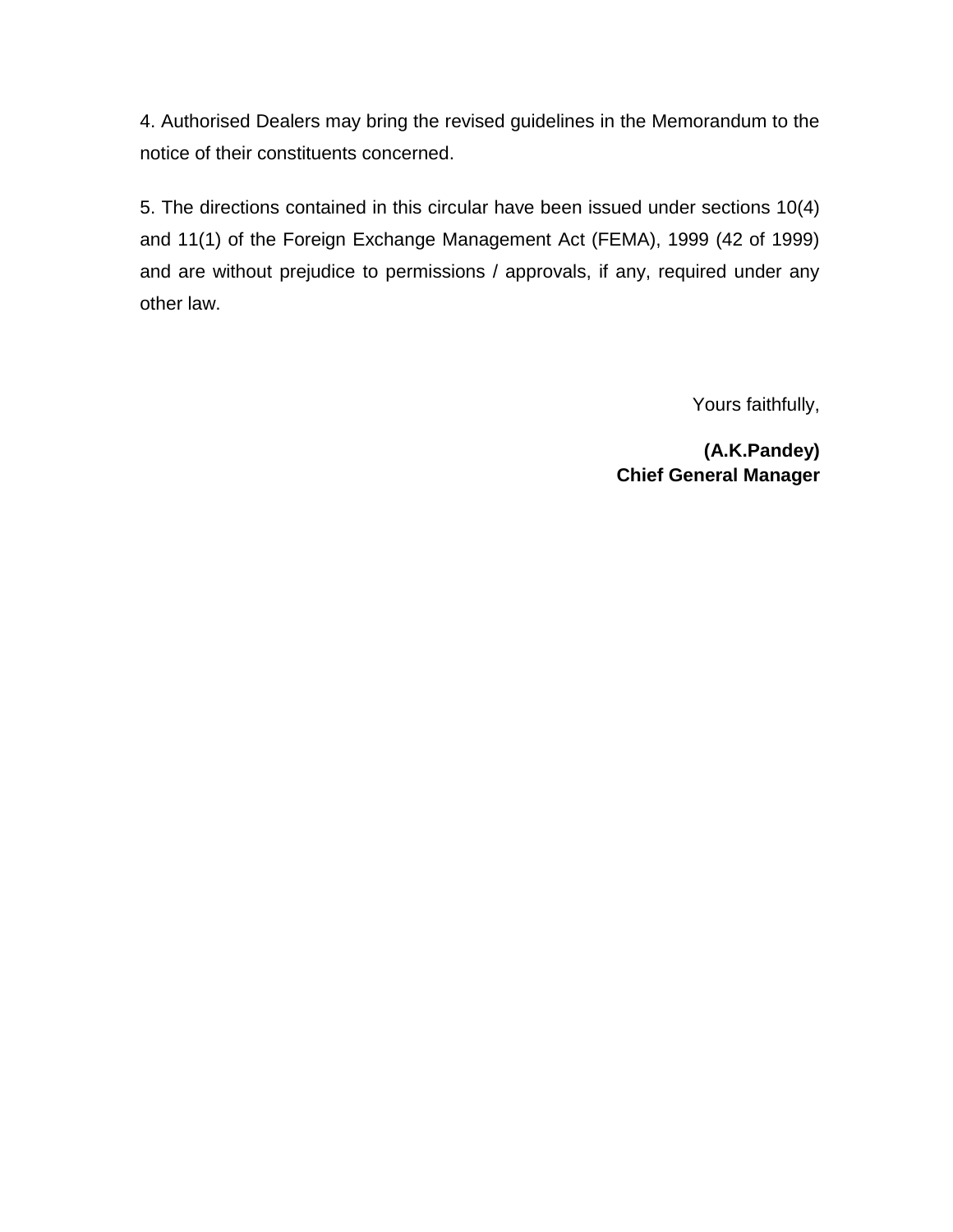4. Authorised Dealers may bring the revised guidelines in the Memorandum to the notice of their constituents concerned.

5. The directions contained in this circular have been issued under sections 10(4) and 11(1) of the Foreign Exchange Management Act (FEMA), 1999 (42 of 1999) and are without prejudice to permissions / approvals, if any, required under any other law.

Yours faithfully,

**(A.K.Pandey)**
**Chief General Manager**